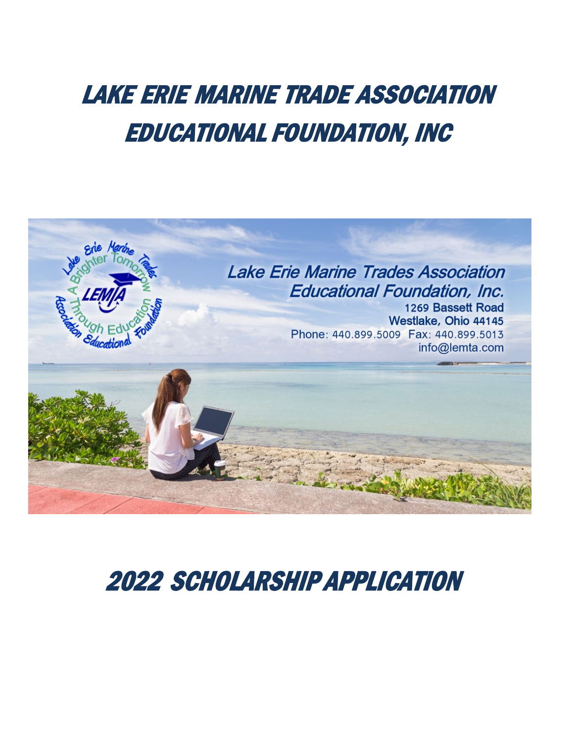# LAKE ERIE MARINE TRADE ASSOCIATION EDUCATIONAL FOUNDATION, INC

Lake Erie Marine Trades Association Educational Foundation, Inc.
1269 Bassett Road
Westlake, Ohio 44145
Phone: 440.899.5009 Fax: 440.899.5013
info@lemta.com

# 2022 SCHOLARSHIP APPLICATION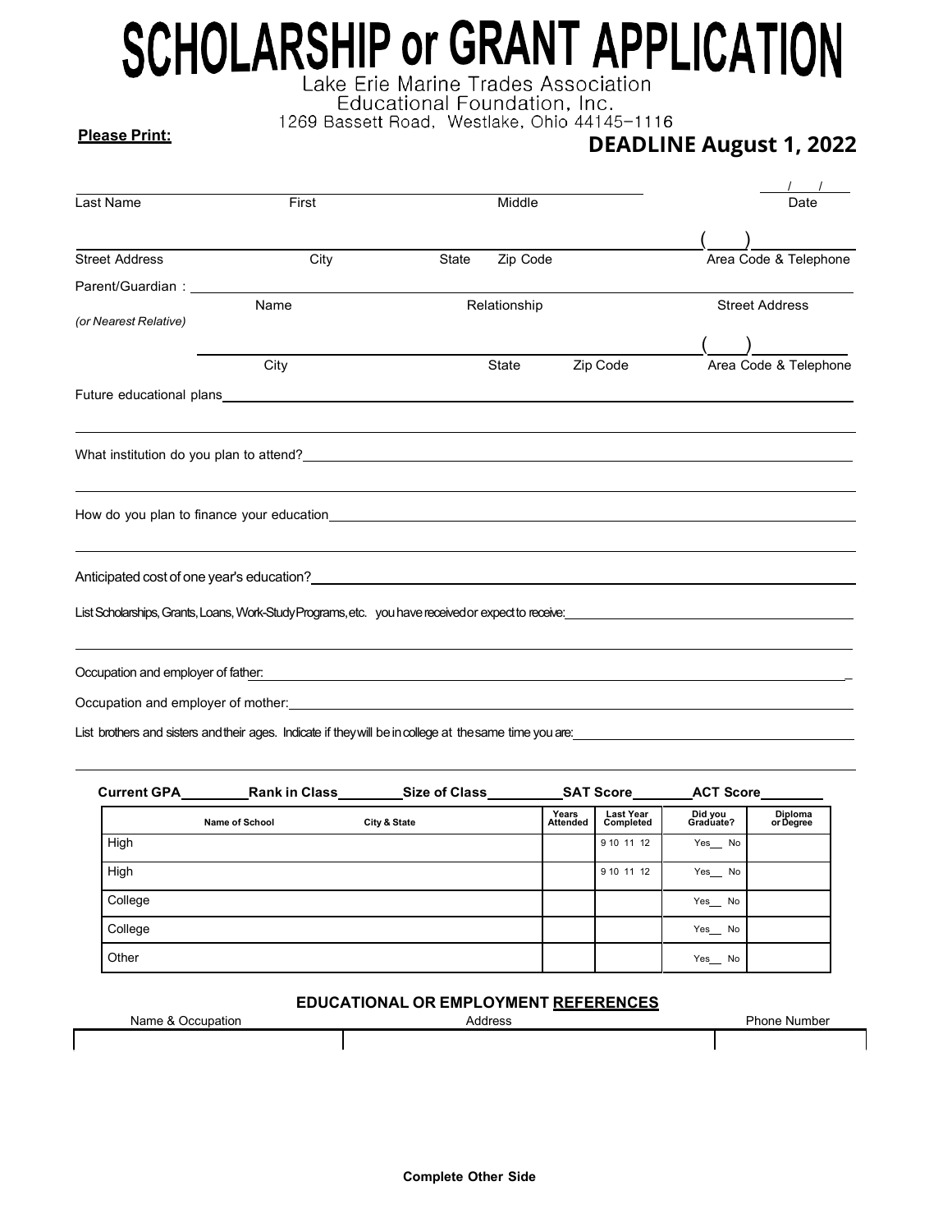# SCHOLARSHIP or GRANT APPLICATION

Lake Erie Marine Trades Association
Educational Foundation, Inc.
1269 Bassett Road, Westlake, Ohio 44145-1116

**Please Print:**

**DEADLINE August 1, 2022**

Last Name ______ First ______ Middle ______ Date ___/___/___

Street Address ______ City ______ State ______ Zip Code ______ Area Code & Telephone (___) ______

Parent/Guardian: Name ______ Relationship ______ Street Address ______
*(or Nearest Relative)*

City ______ State ______ Zip Code ______ Area Code & Telephone (___) ______

Future educational plans ______

What institution do you plan to attend? ______

How do you plan to finance your education ______

Anticipated cost of one year's education? ______

List Scholarships, Grants, Loans, Work-Study Programs, etc. you have received or expect to receive: ______

Occupation and employer of father: ______

Occupation and employer of mother: ______

List brothers and sisters and their ages. Indicate if they will be in college at the same time you are: ______

**Current GPA** ______ **Rank in Class** ______ **Size of Class** ______ **SAT Score** ______ **ACT Score** ______

| | Name of School | City & State | Years Attended | Last Year Completed | Did you Graduate? | Diploma or Degree |
|---|---|---|---|---|---|---|
| High | | | | 9 10 11 12 | Yes__ No | |
| High | | | | 9 10 11 12 | Yes__ No | |
| College | | | | | Yes__ No | |
| College | | | | | Yes__ No | |
| Other | | | | | Yes__ No | |

## EDUCATIONAL OR EMPLOYMENT REFERENCES

| Name & Occupation | Address | Phone Number |
|---|---|---|
| | | |

**Complete Other Side**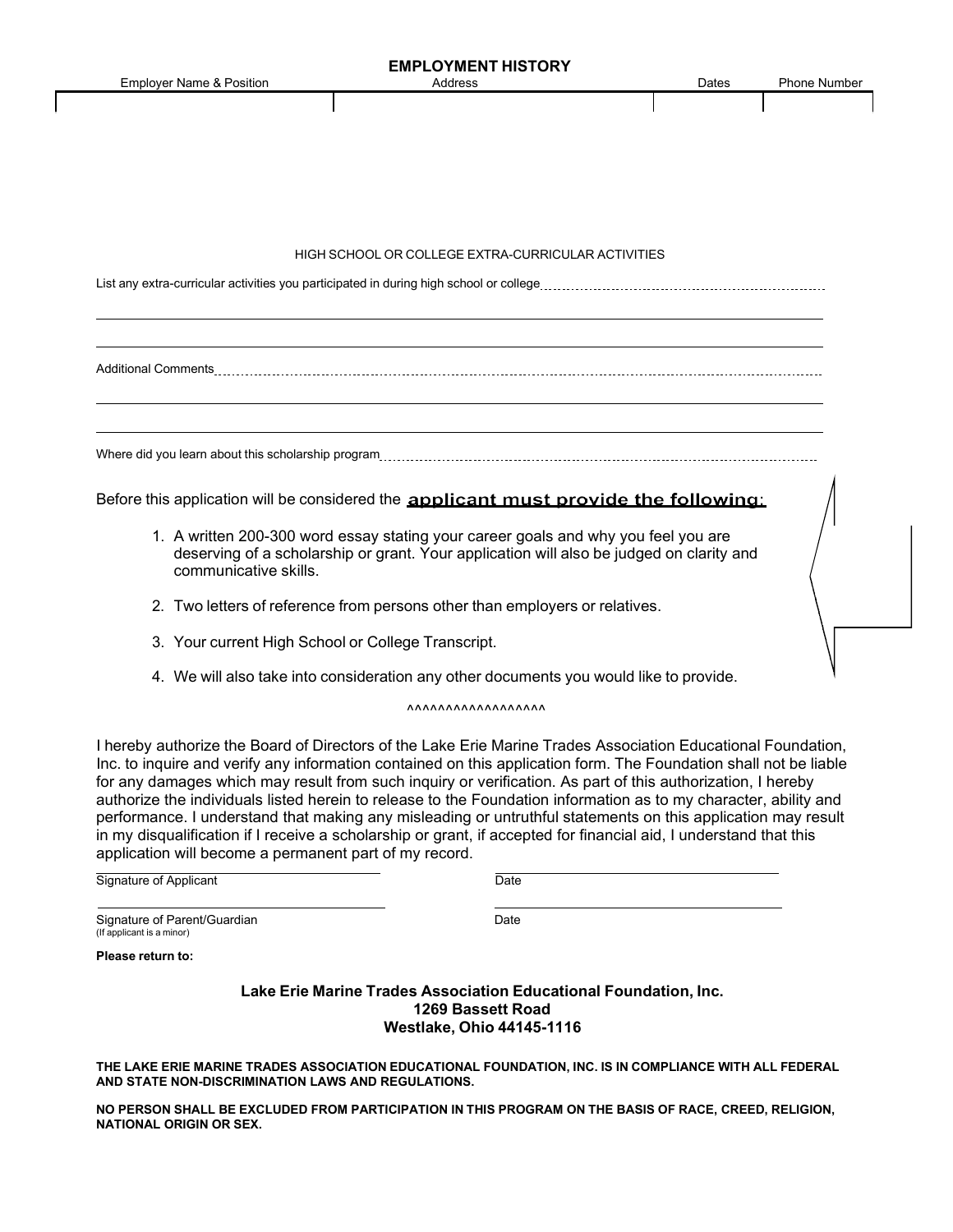## EMPLOYMENT HISTORY

| Employer Name & Position | Address | Dates | Phone Number |
|---|---|---|---|
| | | | |

HIGH SCHOOL OR COLLEGE EXTRA-CURRICULAR ACTIVITIES

List any extra-curricular activities you participated in during high school or college

Additional Comments

Where did you learn about this scholarship program

Before this application will be considered the **applicant must provide the following**:

1. A written 200-300 word essay stating your career goals and why you feel you are deserving of a scholarship or grant. Your application will also be judged on clarity and communicative skills.
2. Two letters of reference from persons other than employers or relatives.
3. Your current High School or College Transcript.
4. We will also take into consideration any other documents you would like to provide.

^^^^^^^^^^^^^^^^^^

I hereby authorize the Board of Directors of the Lake Erie Marine Trades Association Educational Foundation, Inc. to inquire and verify any information contained on this application form. The Foundation shall not be liable for any damages which may result from such inquiry or verification. As part of this authorization, I hereby authorize the individuals listed herein to release to the Foundation information as to my character, ability and performance. I understand that making any misleading or untruthful statements on this application may result in my disqualification if I receive a scholarship or grant, if accepted for financial aid, I understand that this application will become a permanent part of my record.

Signature of Applicant

Date

Signature of Parent/Guardian
(If applicant is a minor)

Date

**Please return to:**

**Lake Erie Marine Trades Association Educational Foundation, Inc.**
**1269 Bassett Road**
**Westlake, Ohio 44145-1116**

**THE LAKE ERIE MARINE TRADES ASSOCIATION EDUCATIONAL FOUNDATION, INC. IS IN COMPLIANCE WITH ALL FEDERAL AND STATE NON-DISCRIMINATION LAWS AND REGULATIONS.**

**NO PERSON SHALL BE EXCLUDED FROM PARTICIPATION IN THIS PROGRAM ON THE BASIS OF RACE, CREED, RELIGION, NATIONAL ORIGIN OR SEX.**